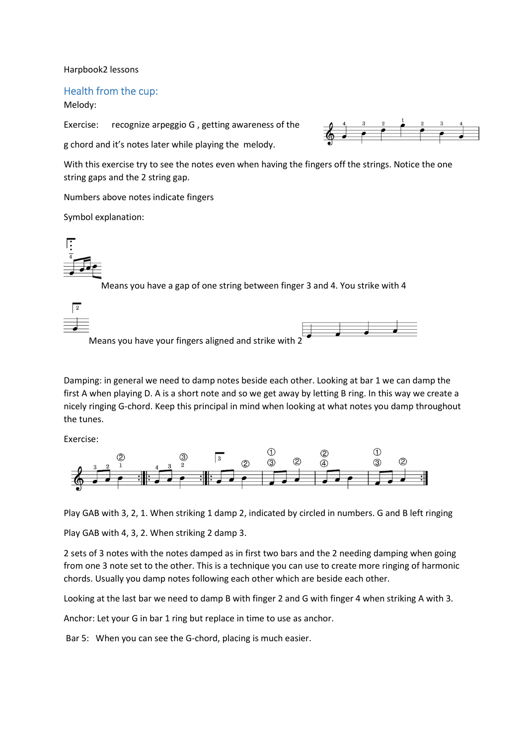Harpbook2 lessons

## Health from the cup:

Melody:

Exercise: recognize arpeggio G , getting awareness of the g chord and it's notes later while playing the melody.

With this exercise try to see the notes even when having the fingers off the strings. Notice the one string gaps and the 2 string gap.

Numbers above notes indicate fingers

Symbol explanation:

Means you have a gap of one string between finger 3 and 4. You strike with 4

Means you have your fingers aligned and strike with 2

Damping: in general we need to damp notes beside each other. Looking at bar 1 we can damp the first A when playing D. A is a short note and so we get away by letting B ring. In this way we create a nicely ringing G-chord. Keep this principal in mind when looking at what notes you damp throughout the tunes.

Exercise:

Play GAB with 3, 2, 1. When striking 1 damp 2, indicated by circled in numbers. G and B left ringing

Play GAB with 4, 3, 2. When striking 2 damp 3.

2 sets of 3 notes with the notes damped as in first two bars and the 2 needing damping when going from one 3 note set to the other. This is a technique you can use to create more ringing of harmonic chords. Usually you damp notes following each other which are beside each other.

Looking at the last bar we need to damp B with finger 2 and G with finger 4 when striking A with 3.

Anchor: Let your G in bar 1 ring but replace in time to use as anchor.

Bar 5: When you can see the G-chord, placing is much easier.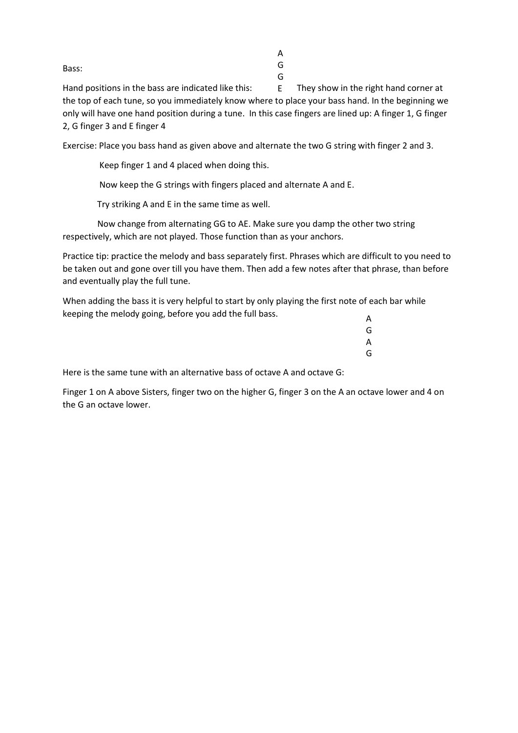Bass:

A
G
G
E

Hand positions in the bass are indicated like this: They show in the right hand corner at the top of each tune, so you immediately know where to place your bass hand. In the beginning we only will have one hand position during a tune. In this case fingers are lined up: A finger 1, G finger 2, G finger 3 and E finger 4

Exercise: Place you bass hand as given above and alternate the two G string with finger 2 and 3.

Keep finger 1 and 4 placed when doing this.

Now keep the G strings with fingers placed and alternate A and E.

Try striking A and E in the same time as well.

Now change from alternating GG to AE. Make sure you damp the other two string respectively, which are not played. Those function than as your anchors.

Practice tip: practice the melody and bass separately first. Phrases which are difficult to you need to be taken out and gone over till you have them. Then add a few notes after that phrase, than before and eventually play the full tune.

When adding the bass it is very helpful to start by only playing the first note of each bar while keeping the melody going, before you add the full bass.

A
G
A
G

Here is the same tune with an alternative bass of octave A and octave G:

Finger 1 on A above Sisters, finger two on the higher G, finger 3 on the A an octave lower and 4 on the G an octave lower.